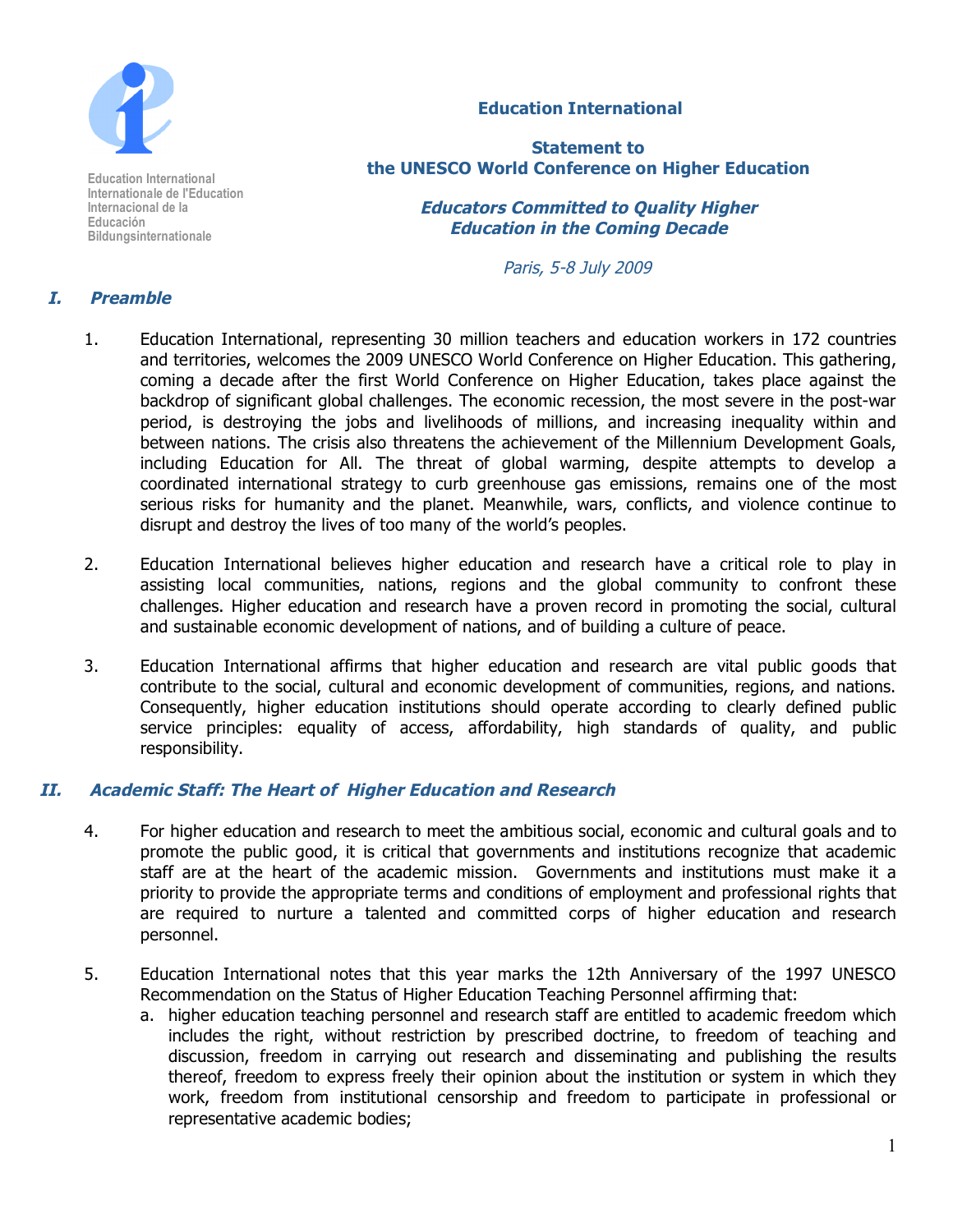Education International
Internationale de l'Education
Internacional de la Educación
Bildungsinternationale

**Education International**

**Statement to the UNESCO World Conference on Higher Education**

***Educators Committed to Quality Higher Education in the Coming Decade***

*Paris, 5-8 July 2009*

## I. Preamble

1. Education International, representing 30 million teachers and education workers in 172 countries and territories, welcomes the 2009 UNESCO World Conference on Higher Education. This gathering, coming a decade after the first World Conference on Higher Education, takes place against the backdrop of significant global challenges. The economic recession, the most severe in the post-war period, is destroying the jobs and livelihoods of millions, and increasing inequality within and between nations. The crisis also threatens the achievement of the Millennium Development Goals, including Education for All. The threat of global warming, despite attempts to develop a coordinated international strategy to curb greenhouse gas emissions, remains one of the most serious risks for humanity and the planet. Meanwhile, wars, conflicts, and violence continue to disrupt and destroy the lives of too many of the world's peoples.

2. Education International believes higher education and research have a critical role to play in assisting local communities, nations, regions and the global community to confront these challenges. Higher education and research have a proven record in promoting the social, cultural and sustainable economic development of nations, and of building a culture of peace.

3. Education International affirms that higher education and research are vital public goods that contribute to the social, cultural and economic development of communities, regions, and nations. Consequently, higher education institutions should operate according to clearly defined public service principles: equality of access, affordability, high standards of quality, and public responsibility.

## II. Academic Staff: The Heart of Higher Education and Research

4. For higher education and research to meet the ambitious social, economic and cultural goals and to promote the public good, it is critical that governments and institutions recognize that academic staff are at the heart of the academic mission. Governments and institutions must make it a priority to provide the appropriate terms and conditions of employment and professional rights that are required to nurture a talented and committed corps of higher education and research personnel.

5. Education International notes that this year marks the 12th Anniversary of the 1997 UNESCO Recommendation on the Status of Higher Education Teaching Personnel affirming that:
   a. higher education teaching personnel and research staff are entitled to academic freedom which includes the right, without restriction by prescribed doctrine, to freedom of teaching and discussion, freedom in carrying out research and disseminating and publishing the results thereof, freedom to express freely their opinion about the institution or system in which they work, freedom from institutional censorship and freedom to participate in professional or representative academic bodies;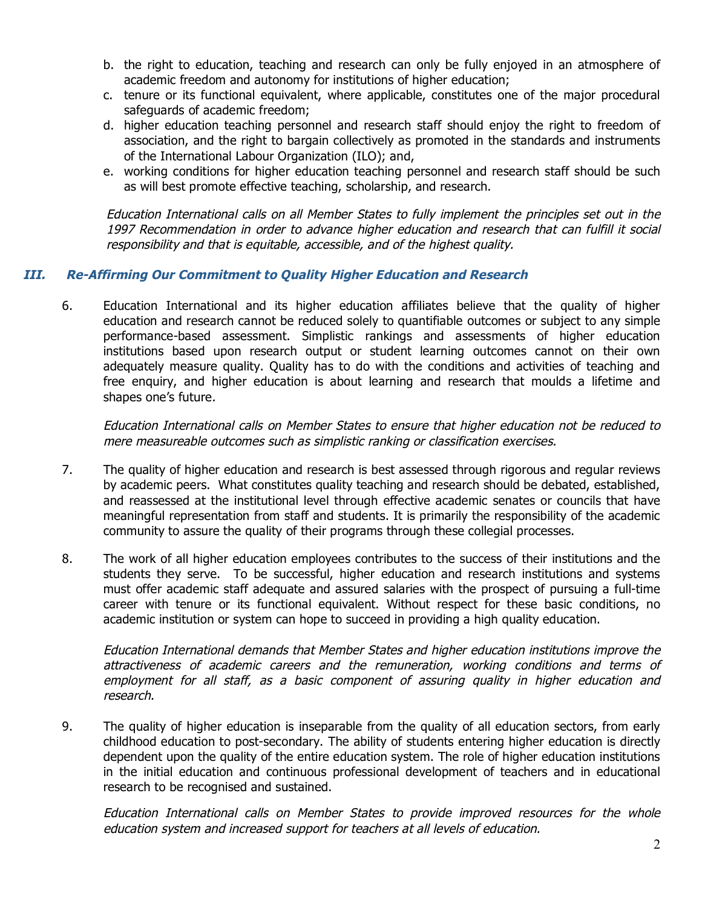b. the right to education, teaching and research can only be fully enjoyed in an atmosphere of academic freedom and autonomy for institutions of higher education;
c. tenure or its functional equivalent, where applicable, constitutes one of the major procedural safeguards of academic freedom;
d. higher education teaching personnel and research staff should enjoy the right to freedom of association, and the right to bargain collectively as promoted in the standards and instruments of the International Labour Organization (ILO); and,
e. working conditions for higher education teaching personnel and research staff should be such as will best promote effective teaching, scholarship, and research.

*Education International calls on all Member States to fully implement the principles set out in the 1997 Recommendation in order to advance higher education and research that can fulfill it social responsibility and that is equitable, accessible, and of the highest quality.*

### *III. Re-Affirming Our Commitment to Quality Higher Education and Research*

6. Education International and its higher education affiliates believe that the quality of higher education and research cannot be reduced solely to quantifiable outcomes or subject to any simple performance-based assessment. Simplistic rankings and assessments of higher education institutions based upon research output or student learning outcomes cannot on their own adequately measure quality. Quality has to do with the conditions and activities of teaching and free enquiry, and higher education is about learning and research that moulds a lifetime and shapes one's future.

   *Education International calls on Member States to ensure that higher education not be reduced to mere measureable outcomes such as simplistic ranking or classification exercises.*

7. The quality of higher education and research is best assessed through rigorous and regular reviews by academic peers. What constitutes quality teaching and research should be debated, established, and reassessed at the institutional level through effective academic senates or councils that have meaningful representation from staff and students. It is primarily the responsibility of the academic community to assure the quality of their programs through these collegial processes.

8. The work of all higher education employees contributes to the success of their institutions and the students they serve. To be successful, higher education and research institutions and systems must offer academic staff adequate and assured salaries with the prospect of pursuing a full-time career with tenure or its functional equivalent. Without respect for these basic conditions, no academic institution or system can hope to succeed in providing a high quality education.

   *Education International demands that Member States and higher education institutions improve the attractiveness of academic careers and the remuneration, working conditions and terms of employment for all staff, as a basic component of assuring quality in higher education and research.*

9. The quality of higher education is inseparable from the quality of all education sectors, from early childhood education to post-secondary. The ability of students entering higher education is directly dependent upon the quality of the entire education system. The role of higher education institutions in the initial education and continuous professional development of teachers and in educational research to be recognised and sustained.

   *Education International calls on Member States to provide improved resources for the whole education system and increased support for teachers at all levels of education.*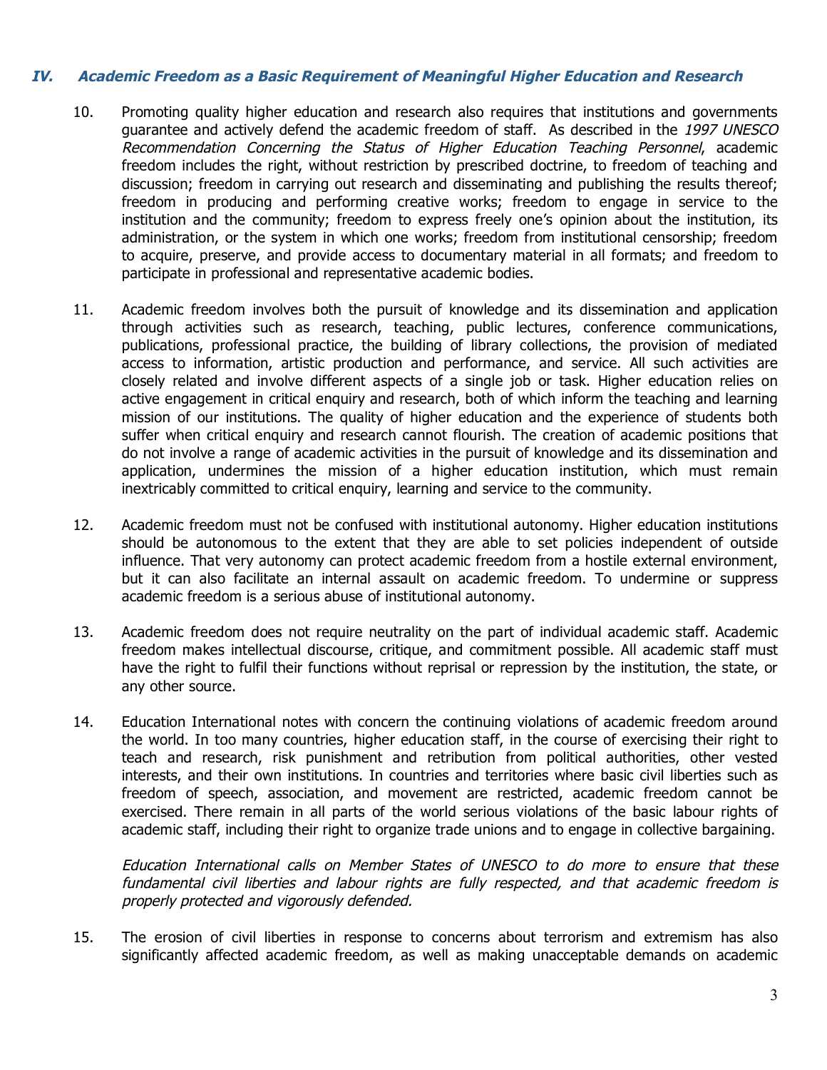## IV. *Academic Freedom as a Basic Requirement of Meaningful Higher Education and Research*

10. Promoting quality higher education and research also requires that institutions and governments guarantee and actively defend the academic freedom of staff. As described in the *1997 UNESCO Recommendation Concerning the Status of Higher Education Teaching Personnel*, academic freedom includes the right, without restriction by prescribed doctrine, to freedom of teaching and discussion; freedom in carrying out research and disseminating and publishing the results thereof; freedom in producing and performing creative works; freedom to engage in service to the institution and the community; freedom to express freely one's opinion about the institution, its administration, or the system in which one works; freedom from institutional censorship; freedom to acquire, preserve, and provide access to documentary material in all formats; and freedom to participate in professional and representative academic bodies.

11. Academic freedom involves both the pursuit of knowledge and its dissemination and application through activities such as research, teaching, public lectures, conference communications, publications, professional practice, the building of library collections, the provision of mediated access to information, artistic production and performance, and service. All such activities are closely related and involve different aspects of a single job or task. Higher education relies on active engagement in critical enquiry and research, both of which inform the teaching and learning mission of our institutions. The quality of higher education and the experience of students both suffer when critical enquiry and research cannot flourish. The creation of academic positions that do not involve a range of academic activities in the pursuit of knowledge and its dissemination and application, undermines the mission of a higher education institution, which must remain inextricably committed to critical enquiry, learning and service to the community.

12. Academic freedom must not be confused with institutional autonomy. Higher education institutions should be autonomous to the extent that they are able to set policies independent of outside influence. That very autonomy can protect academic freedom from a hostile external environment, but it can also facilitate an internal assault on academic freedom. To undermine or suppress academic freedom is a serious abuse of institutional autonomy.

13. Academic freedom does not require neutrality on the part of individual academic staff. Academic freedom makes intellectual discourse, critique, and commitment possible. All academic staff must have the right to fulfil their functions without reprisal or repression by the institution, the state, or any other source.

14. Education International notes with concern the continuing violations of academic freedom around the world. In too many countries, higher education staff, in the course of exercising their right to teach and research, risk punishment and retribution from political authorities, other vested interests, and their own institutions. In countries and territories where basic civil liberties such as freedom of speech, association, and movement are restricted, academic freedom cannot be exercised. There remain in all parts of the world serious violations of the basic labour rights of academic staff, including their right to organize trade unions and to engage in collective bargaining.

    *Education International calls on Member States of UNESCO to do more to ensure that these fundamental civil liberties and labour rights are fully respected, and that academic freedom is properly protected and vigorously defended.*

15. The erosion of civil liberties in response to concerns about terrorism and extremism has also significantly affected academic freedom, as well as making unacceptable demands on academic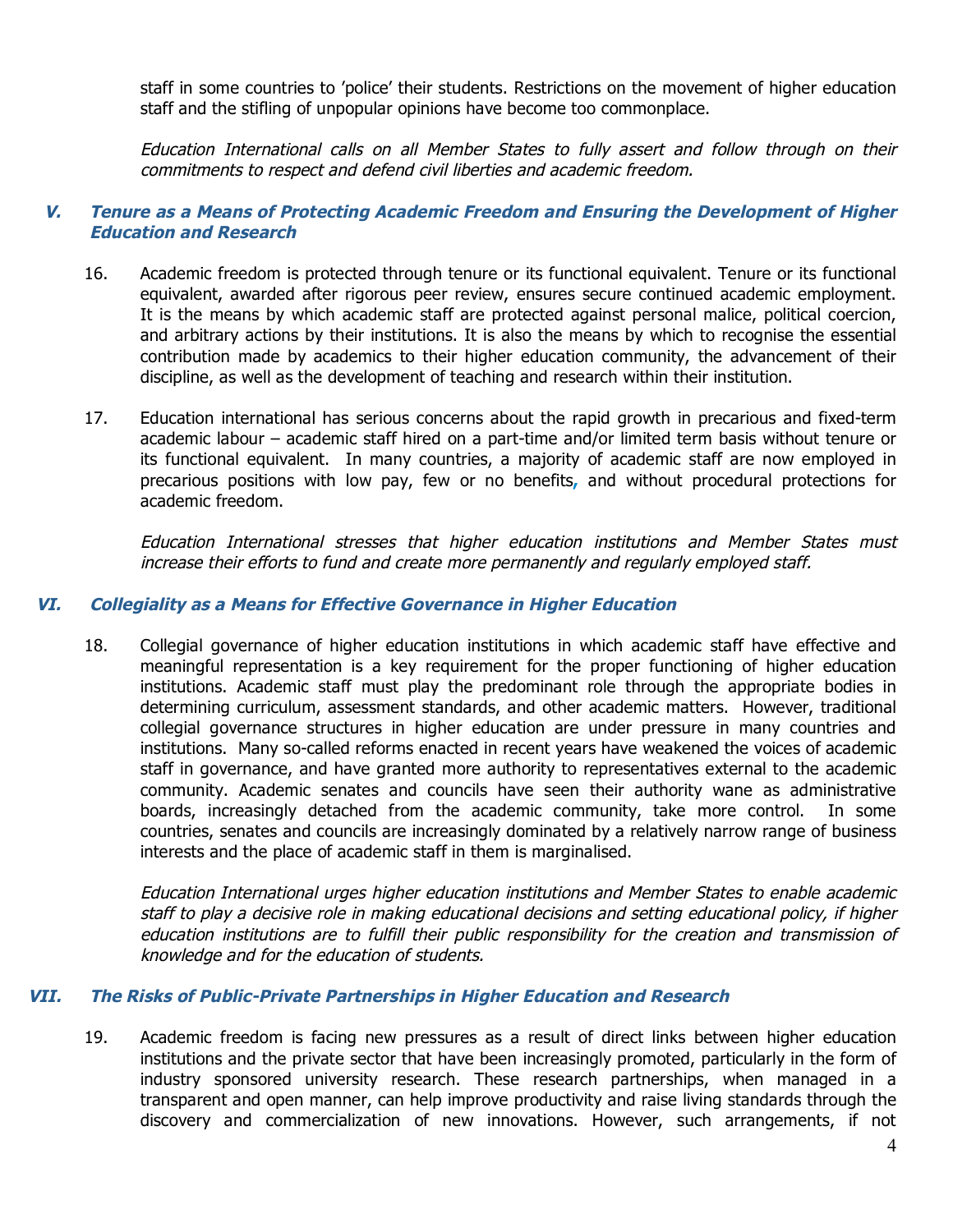staff in some countries to 'police' their students. Restrictions on the movement of higher education staff and the stifling of unpopular opinions have become too commonplace.

*Education International calls on all Member States to fully assert and follow through on their commitments to respect and defend civil liberties and academic freedom.*

## V. Tenure as a Means of Protecting Academic Freedom and Ensuring the Development of Higher Education and Research

16. Academic freedom is protected through tenure or its functional equivalent. Tenure or its functional equivalent, awarded after rigorous peer review, ensures secure continued academic employment. It is the means by which academic staff are protected against personal malice, political coercion, and arbitrary actions by their institutions. It is also the means by which to recognise the essential contribution made by academics to their higher education community, the advancement of their discipline, as well as the development of teaching and research within their institution.

17. Education international has serious concerns about the rapid growth in precarious and fixed-term academic labour – academic staff hired on a part-time and/or limited term basis without tenure or its functional equivalent. In many countries, a majority of academic staff are now employed in precarious positions with low pay, few or no benefits, and without procedural protections for academic freedom.

*Education International stresses that higher education institutions and Member States must increase their efforts to fund and create more permanently and regularly employed staff.*

## VI. Collegiality as a Means for Effective Governance in Higher Education

18. Collegial governance of higher education institutions in which academic staff have effective and meaningful representation is a key requirement for the proper functioning of higher education institutions. Academic staff must play the predominant role through the appropriate bodies in determining curriculum, assessment standards, and other academic matters. However, traditional collegial governance structures in higher education are under pressure in many countries and institutions. Many so-called reforms enacted in recent years have weakened the voices of academic staff in governance, and have granted more authority to representatives external to the academic community. Academic senates and councils have seen their authority wane as administrative boards, increasingly detached from the academic community, take more control. In some countries, senates and councils are increasingly dominated by a relatively narrow range of business interests and the place of academic staff in them is marginalised.

*Education International urges higher education institutions and Member States to enable academic staff to play a decisive role in making educational decisions and setting educational policy, if higher education institutions are to fulfill their public responsibility for the creation and transmission of knowledge and for the education of students.*

## VII. The Risks of Public-Private Partnerships in Higher Education and Research

19. Academic freedom is facing new pressures as a result of direct links between higher education institutions and the private sector that have been increasingly promoted, particularly in the form of industry sponsored university research. These research partnerships, when managed in a transparent and open manner, can help improve productivity and raise living standards through the discovery and commercialization of new innovations. However, such arrangements, if not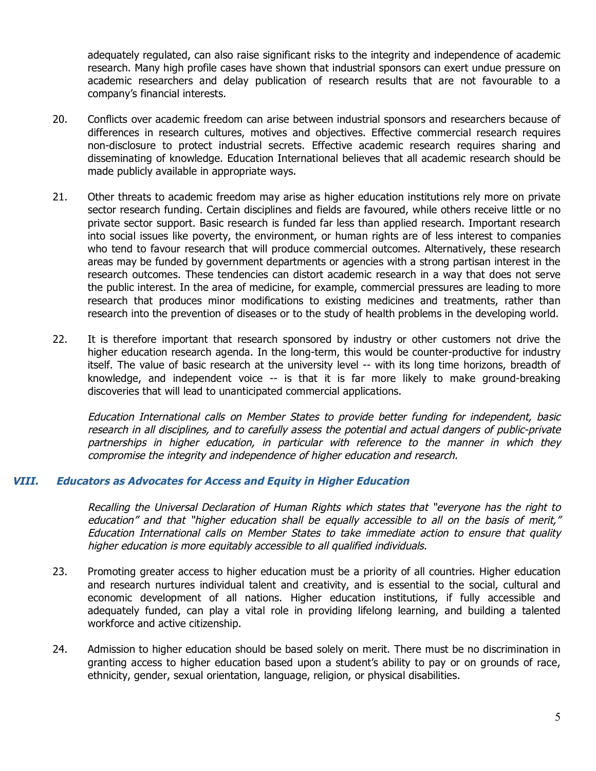adequately regulated, can also raise significant risks to the integrity and independence of academic research. Many high profile cases have shown that industrial sponsors can exert undue pressure on academic researchers and delay publication of research results that are not favourable to a company's financial interests.

20. Conflicts over academic freedom can arise between industrial sponsors and researchers because of differences in research cultures, motives and objectives. Effective commercial research requires non-disclosure to protect industrial secrets. Effective academic research requires sharing and disseminating of knowledge. Education International believes that all academic research should be made publicly available in appropriate ways.

21. Other threats to academic freedom may arise as higher education institutions rely more on private sector research funding. Certain disciplines and fields are favoured, while others receive little or no private sector support. Basic research is funded far less than applied research. Important research into social issues like poverty, the environment, or human rights are of less interest to companies who tend to favour research that will produce commercial outcomes. Alternatively, these research areas may be funded by government departments or agencies with a strong partisan interest in the research outcomes. These tendencies can distort academic research in a way that does not serve the public interest. In the area of medicine, for example, commercial pressures are leading to more research that produces minor modifications to existing medicines and treatments, rather than research into the prevention of diseases or to the study of health problems in the developing world.

22. It is therefore important that research sponsored by industry or other customers not drive the higher education research agenda. In the long-term, this would be counter-productive for industry itself. The value of basic research at the university level -- with its long time horizons, breadth of knowledge, and independent voice -- is that it is far more likely to make ground-breaking discoveries that will lead to unanticipated commercial applications.

*Education International calls on Member States to provide better funding for independent, basic research in all disciplines, and to carefully assess the potential and actual dangers of public-private partnerships in higher education, in particular with reference to the manner in which they compromise the integrity and independence of higher education and research.*

## *VIII. Educators as Advocates for Access and Equity in Higher Education*

*Recalling the Universal Declaration of Human Rights which states that "everyone has the right to education" and that "higher education shall be equally accessible to all on the basis of merit," Education International calls on Member States to take immediate action to ensure that quality higher education is more equitably accessible to all qualified individuals.*

23. Promoting greater access to higher education must be a priority of all countries. Higher education and research nurtures individual talent and creativity, and is essential to the social, cultural and economic development of all nations. Higher education institutions, if fully accessible and adequately funded, can play a vital role in providing lifelong learning, and building a talented workforce and active citizenship.

24. Admission to higher education should be based solely on merit. There must be no discrimination in granting access to higher education based upon a student's ability to pay or on grounds of race, ethnicity, gender, sexual orientation, language, religion, or physical disabilities.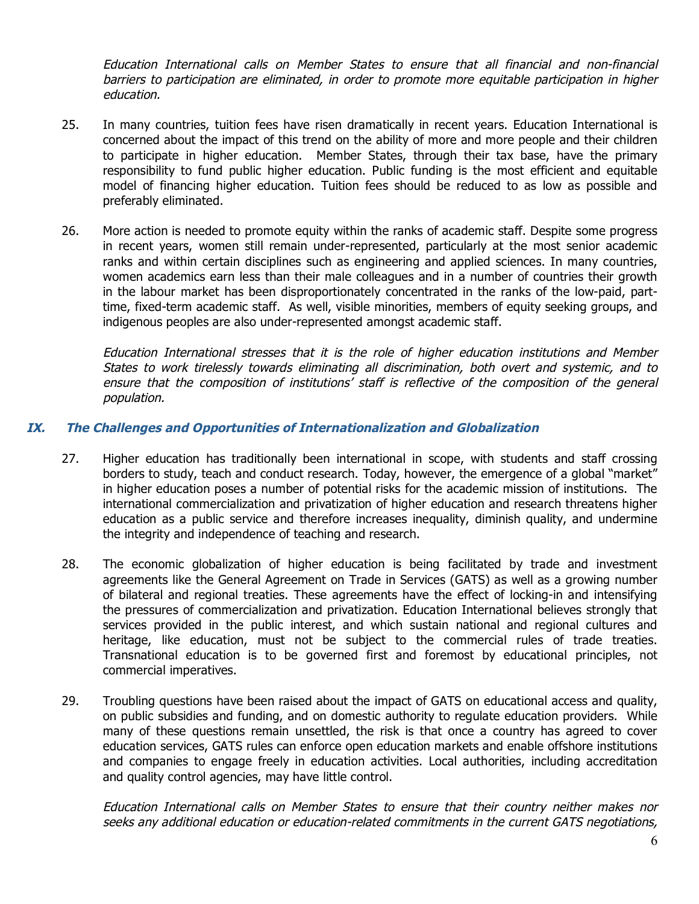*Education International calls on Member States to ensure that all financial and non-financial barriers to participation are eliminated, in order to promote more equitable participation in higher education.*

25. In many countries, tuition fees have risen dramatically in recent years. Education International is concerned about the impact of this trend on the ability of more and more people and their children to participate in higher education. Member States, through their tax base, have the primary responsibility to fund public higher education. Public funding is the most efficient and equitable model of financing higher education. Tuition fees should be reduced to as low as possible and preferably eliminated.

26. More action is needed to promote equity within the ranks of academic staff. Despite some progress in recent years, women still remain under-represented, particularly at the most senior academic ranks and within certain disciplines such as engineering and applied sciences. In many countries, women academics earn less than their male colleagues and in a number of countries their growth in the labour market has been disproportionately concentrated in the ranks of the low-paid, part-time, fixed-term academic staff. As well, visible minorities, members of equity seeking groups, and indigenous peoples are also under-represented amongst academic staff.

   *Education International stresses that it is the role of higher education institutions and Member States to work tirelessly towards eliminating all discrimination, both overt and systemic, and to ensure that the composition of institutions' staff is reflective of the composition of the general population.*

## *IX. The Challenges and Opportunities of Internationalization and Globalization*

27. Higher education has traditionally been international in scope, with students and staff crossing borders to study, teach and conduct research. Today, however, the emergence of a global "market" in higher education poses a number of potential risks for the academic mission of institutions. The international commercialization and privatization of higher education and research threatens higher education as a public service and therefore increases inequality, diminish quality, and undermine the integrity and independence of teaching and research.

28. The economic globalization of higher education is being facilitated by trade and investment agreements like the General Agreement on Trade in Services (GATS) as well as a growing number of bilateral and regional treaties. These agreements have the effect of locking-in and intensifying the pressures of commercialization and privatization. Education International believes strongly that services provided in the public interest, and which sustain national and regional cultures and heritage, like education, must not be subject to the commercial rules of trade treaties. Transnational education is to be governed first and foremost by educational principles, not commercial imperatives.

29. Troubling questions have been raised about the impact of GATS on educational access and quality, on public subsidies and funding, and on domestic authority to regulate education providers. While many of these questions remain unsettled, the risk is that once a country has agreed to cover education services, GATS rules can enforce open education markets and enable offshore institutions and companies to engage freely in education activities. Local authorities, including accreditation and quality control agencies, may have little control.

   *Education International calls on Member States to ensure that their country neither makes nor seeks any additional education or education-related commitments in the current GATS negotiations,*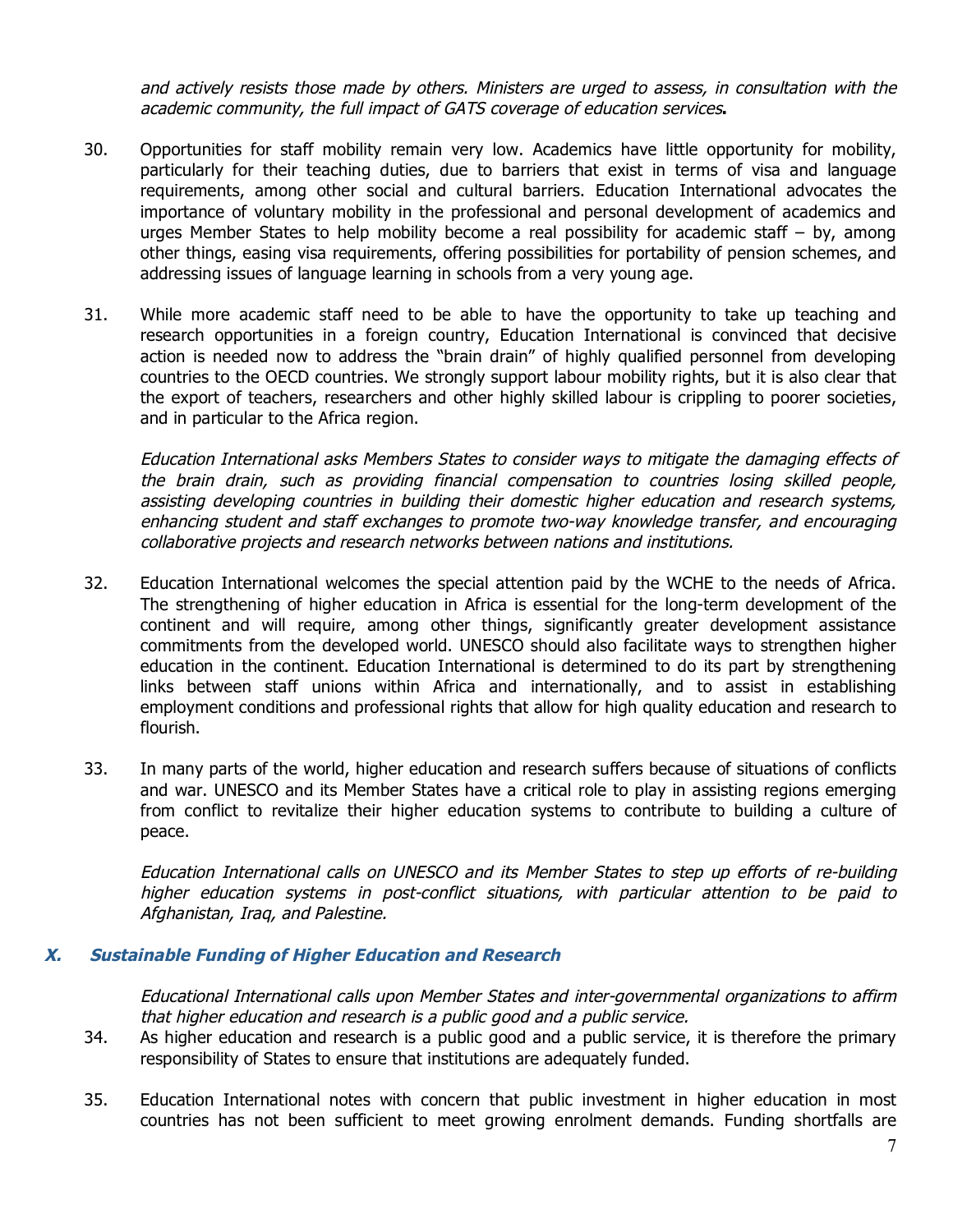*and actively resists those made by others. Ministers are urged to assess, in consultation with the academic community, the full impact of GATS coverage of education services***.**

30. Opportunities for staff mobility remain very low. Academics have little opportunity for mobility, particularly for their teaching duties, due to barriers that exist in terms of visa and language requirements, among other social and cultural barriers. Education International advocates the importance of voluntary mobility in the professional and personal development of academics and urges Member States to help mobility become a real possibility for academic staff – by, among other things, easing visa requirements, offering possibilities for portability of pension schemes, and addressing issues of language learning in schools from a very young age.

31. While more academic staff need to be able to have the opportunity to take up teaching and research opportunities in a foreign country, Education International is convinced that decisive action is needed now to address the "brain drain" of highly qualified personnel from developing countries to the OECD countries. We strongly support labour mobility rights, but it is also clear that the export of teachers, researchers and other highly skilled labour is crippling to poorer societies, and in particular to the Africa region.

    *Education International asks Members States to consider ways to mitigate the damaging effects of the brain drain, such as providing financial compensation to countries losing skilled people, assisting developing countries in building their domestic higher education and research systems, enhancing student and staff exchanges to promote two-way knowledge transfer, and encouraging collaborative projects and research networks between nations and institutions.*

32. Education International welcomes the special attention paid by the WCHE to the needs of Africa. The strengthening of higher education in Africa is essential for the long-term development of the continent and will require, among other things, significantly greater development assistance commitments from the developed world. UNESCO should also facilitate ways to strengthen higher education in the continent. Education International is determined to do its part by strengthening links between staff unions within Africa and internationally, and to assist in establishing employment conditions and professional rights that allow for high quality education and research to flourish.

33. In many parts of the world, higher education and research suffers because of situations of conflicts and war. UNESCO and its Member States have a critical role to play in assisting regions emerging from conflict to revitalize their higher education systems to contribute to building a culture of peace.

    *Education International calls on UNESCO and its Member States to step up efforts of re-building higher education systems in post-conflict situations, with particular attention to be paid to Afghanistan, Iraq, and Palestine.*

## *X. Sustainable Funding of Higher Education and Research*

*Educational International calls upon Member States and inter-governmental organizations to affirm that higher education and research is a public good and a public service.*

34. As higher education and research is a public good and a public service, it is therefore the primary responsibility of States to ensure that institutions are adequately funded.

35. Education International notes with concern that public investment in higher education in most countries has not been sufficient to meet growing enrolment demands. Funding shortfalls are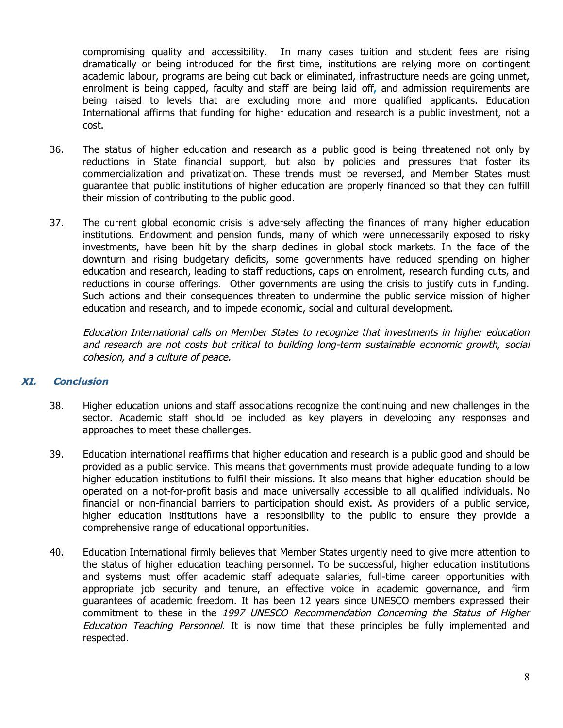compromising quality and accessibility. In many cases tuition and student fees are rising dramatically or being introduced for the first time, institutions are relying more on contingent academic labour, programs are being cut back or eliminated, infrastructure needs are going unmet, enrolment is being capped, faculty and staff are being laid off, and admission requirements are being raised to levels that are excluding more and more qualified applicants. Education International affirms that funding for higher education and research is a public investment, not a cost.

36. The status of higher education and research as a public good is being threatened not only by reductions in State financial support, but also by policies and pressures that foster its commercialization and privatization. These trends must be reversed, and Member States must guarantee that public institutions of higher education are properly financed so that they can fulfill their mission of contributing to the public good.

37. The current global economic crisis is adversely affecting the finances of many higher education institutions. Endowment and pension funds, many of which were unnecessarily exposed to risky investments, have been hit by the sharp declines in global stock markets. In the face of the downturn and rising budgetary deficits, some governments have reduced spending on higher education and research, leading to staff reductions, caps on enrolment, research funding cuts, and reductions in course offerings. Other governments are using the crisis to justify cuts in funding. Such actions and their consequences threaten to undermine the public service mission of higher education and research, and to impede economic, social and cultural development.

*Education International calls on Member States to recognize that investments in higher education and research are not costs but critical to building long-term sustainable economic growth, social cohesion, and a culture of peace.*

## XI. Conclusion

38. Higher education unions and staff associations recognize the continuing and new challenges in the sector. Academic staff should be included as key players in developing any responses and approaches to meet these challenges.

39. Education international reaffirms that higher education and research is a public good and should be provided as a public service. This means that governments must provide adequate funding to allow higher education institutions to fulfil their missions. It also means that higher education should be operated on a not-for-profit basis and made universally accessible to all qualified individuals. No financial or non-financial barriers to participation should exist. As providers of a public service, higher education institutions have a responsibility to the public to ensure they provide a comprehensive range of educational opportunities.

40. Education International firmly believes that Member States urgently need to give more attention to the status of higher education teaching personnel. To be successful, higher education institutions and systems must offer academic staff adequate salaries, full-time career opportunities with appropriate job security and tenure, an effective voice in academic governance, and firm guarantees of academic freedom. It has been 12 years since UNESCO members expressed their commitment to these in the *1997 UNESCO Recommendation Concerning the Status of Higher Education Teaching Personnel*. It is now time that these principles be fully implemented and respected.